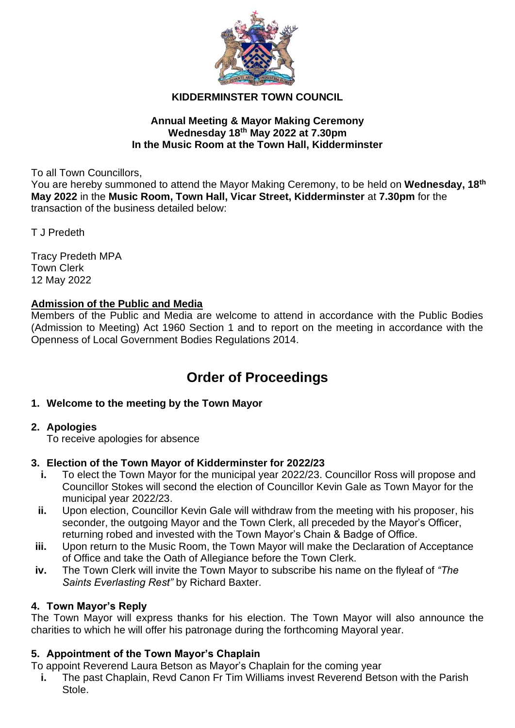# KIDDERMINSTER TOWN COUNCIL

**Annual Meeting & Mayor Making Ceremony**
**Wednesday 18th May 2022 at 7.30pm**
**In the Music Room at the Town Hall, Kidderminster**

To all Town Councillors,
You are hereby summoned to attend the Mayor Making Ceremony, to be held on **Wednesday, 18th May 2022** in the **Music Room, Town Hall, Vicar Street, Kidderminster** at **7.30pm** for the transaction of the business detailed below:

T J Predeth

Tracy Predeth MPA
Town Clerk
12 May 2022

**Admission of the Public and Media**

Members of the Public and Media are welcome to attend in accordance with the Public Bodies (Admission to Meeting) Act 1960 Section 1 and to report on the meeting in accordance with the Openness of Local Government Bodies Regulations 2014.

## Order of Proceedings

### 1. Welcome to the meeting by the Town Mayor

### 2. Apologies

To receive apologies for absence

### 3. Election of the Town Mayor of Kidderminster for 2022/23

- **i.** To elect the Town Mayor for the municipal year 2022/23. Councillor Ross will propose and Councillor Stokes will second the election of Councillor Kevin Gale as Town Mayor for the municipal year 2022/23.
- **ii.** Upon election, Councillor Kevin Gale will withdraw from the meeting with his proposer, his seconder, the outgoing Mayor and the Town Clerk, all preceded by the Mayor's Officer, returning robed and invested with the Town Mayor's Chain & Badge of Office.
- **iii.** Upon return to the Music Room, the Town Mayor will make the Declaration of Acceptance of Office and take the Oath of Allegiance before the Town Clerk.
- **iv.** The Town Clerk will invite the Town Mayor to subscribe his name on the flyleaf of *"The Saints Everlasting Rest"* by Richard Baxter.

### 4. Town Mayor's Reply

The Town Mayor will express thanks for his election. The Town Mayor will also announce the charities to which he will offer his patronage during the forthcoming Mayoral year.

### 5. Appointment of the Town Mayor's Chaplain

To appoint Reverend Laura Betson as Mayor's Chaplain for the coming year

- **i.** The past Chaplain, Revd Canon Fr Tim Williams invest Reverend Betson with the Parish Stole.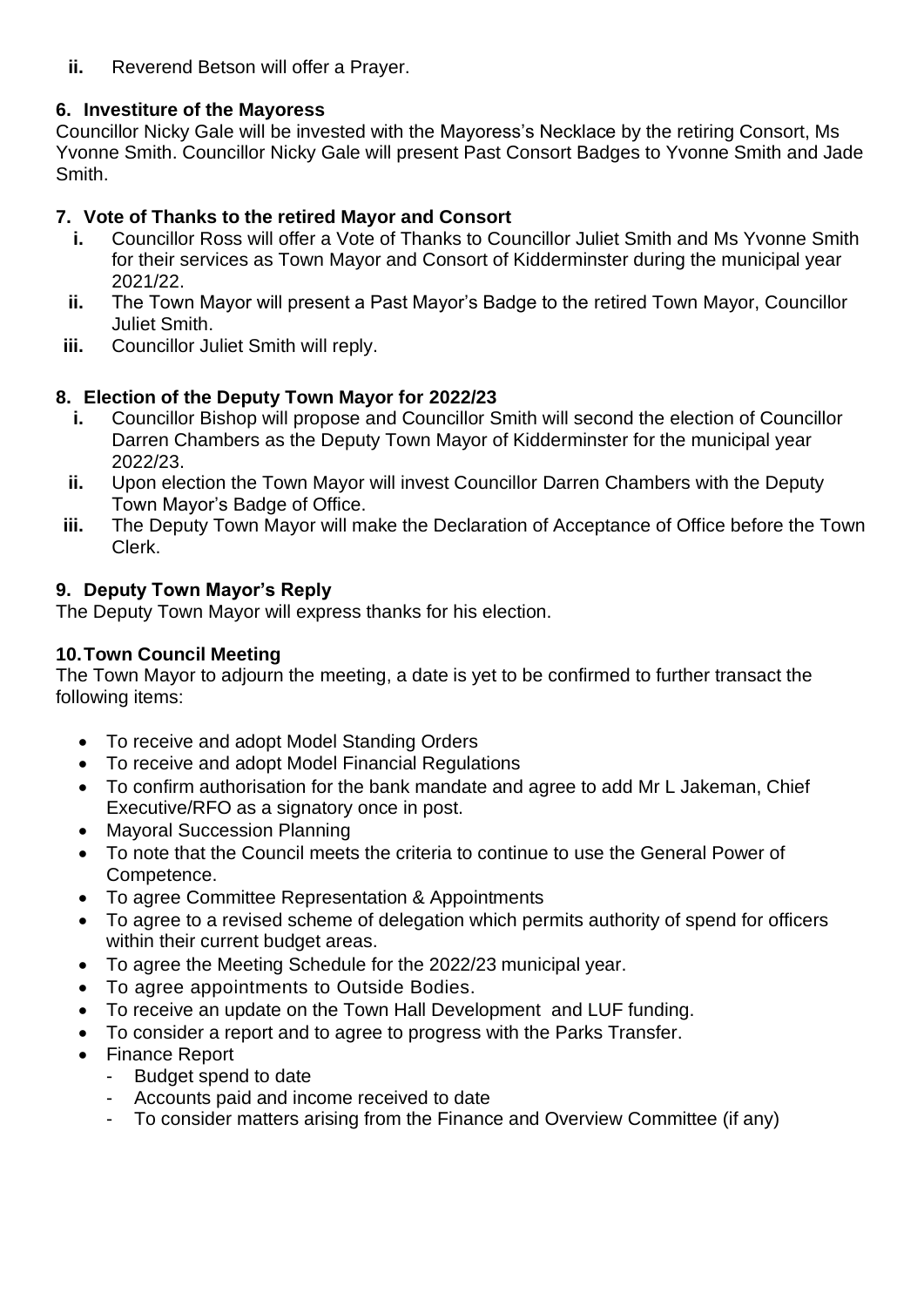**ii.** Reverend Betson will offer a Prayer.

### 6. Investiture of the Mayoress

Councillor Nicky Gale will be invested with the Mayoress's Necklace by the retiring Consort, Ms Yvonne Smith. Councillor Nicky Gale will present Past Consort Badges to Yvonne Smith and Jade Smith.

### 7. Vote of Thanks to the retired Mayor and Consort

- **i.** Councillor Ross will offer a Vote of Thanks to Councillor Juliet Smith and Ms Yvonne Smith for their services as Town Mayor and Consort of Kidderminster during the municipal year 2021/22.
- **ii.** The Town Mayor will present a Past Mayor's Badge to the retired Town Mayor, Councillor Juliet Smith.
- **iii.** Councillor Juliet Smith will reply.

### 8. Election of the Deputy Town Mayor for 2022/23

- **i.** Councillor Bishop will propose and Councillor Smith will second the election of Councillor Darren Chambers as the Deputy Town Mayor of Kidderminster for the municipal year 2022/23.
- **ii.** Upon election the Town Mayor will invest Councillor Darren Chambers with the Deputy Town Mayor's Badge of Office.
- **iii.** The Deputy Town Mayor will make the Declaration of Acceptance of Office before the Town Clerk.

### 9. Deputy Town Mayor's Reply

The Deputy Town Mayor will express thanks for his election.

### 10. Town Council Meeting

The Town Mayor to adjourn the meeting, a date is yet to be confirmed to further transact the following items:

- To receive and adopt Model Standing Orders
- To receive and adopt Model Financial Regulations
- To confirm authorisation for the bank mandate and agree to add Mr L Jakeman, Chief Executive/RFO as a signatory once in post.
- Mayoral Succession Planning
- To note that the Council meets the criteria to continue to use the General Power of Competence.
- To agree Committee Representation & Appointments
- To agree to a revised scheme of delegation which permits authority of spend for officers within their current budget areas.
- To agree the Meeting Schedule for the 2022/23 municipal year.
- To agree appointments to Outside Bodies.
- To receive an update on the Town Hall Development and LUF funding.
- To consider a report and to agree to progress with the Parks Transfer.
- Finance Report
  - Budget spend to date
  - Accounts paid and income received to date
  - To consider matters arising from the Finance and Overview Committee (if any)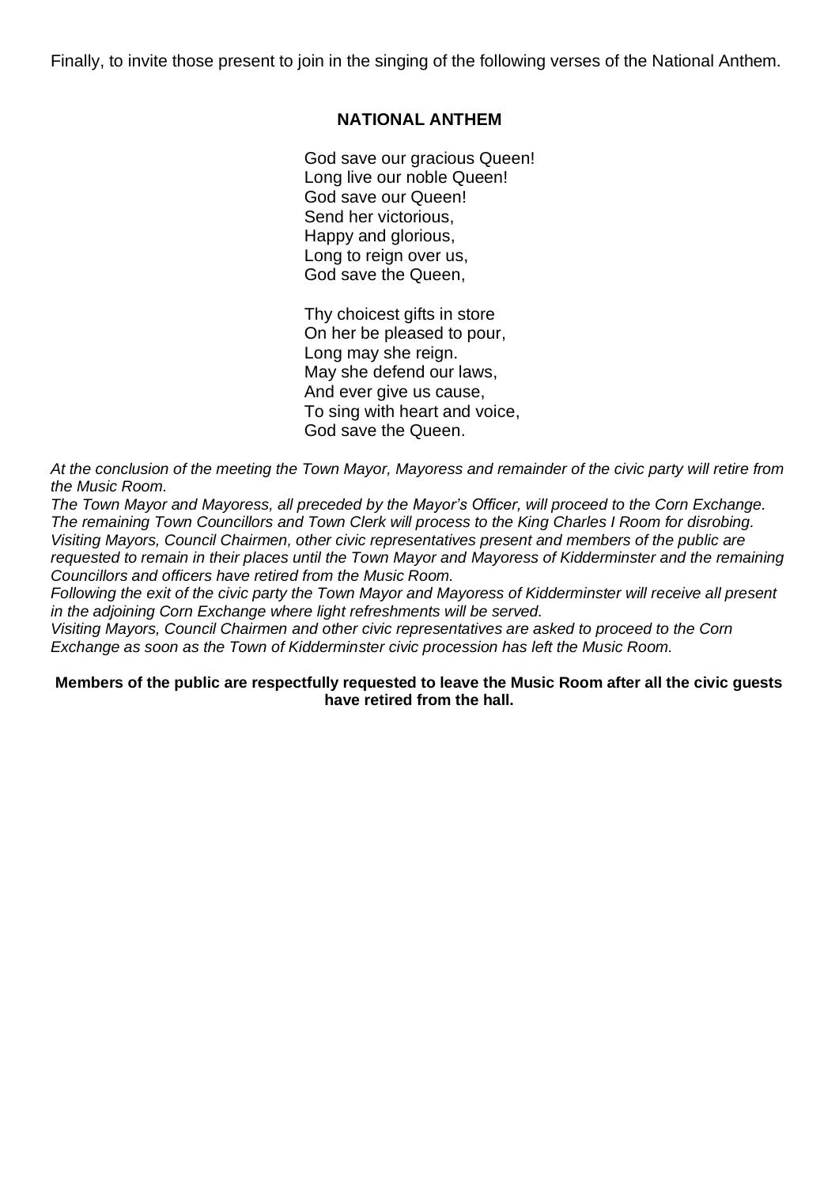Finally, to invite those present to join in the singing of the following verses of the National Anthem.

**NATIONAL ANTHEM**

God save our gracious Queen!
Long live our noble Queen!
God save our Queen!
Send her victorious,
Happy and glorious,
Long to reign over us,
God save the Queen,

Thy choicest gifts in store
On her be pleased to pour,
Long may she reign.
May she defend our laws,
And ever give us cause,
To sing with heart and voice,
God save the Queen.

*At the conclusion of the meeting the Town Mayor, Mayoress and remainder of the civic party will retire from the Music Room.*
*The Town Mayor and Mayoress, all preceded by the Mayor's Officer, will proceed to the Corn Exchange.*
*The remaining Town Councillors and Town Clerk will process to the King Charles I Room for disrobing.*
*Visiting Mayors, Council Chairmen, other civic representatives present and members of the public are requested to remain in their places until the Town Mayor and Mayoress of Kidderminster and the remaining Councillors and officers have retired from the Music Room.*
*Following the exit of the civic party the Town Mayor and Mayoress of Kidderminster will receive all present in the adjoining Corn Exchange where light refreshments will be served.*
*Visiting Mayors, Council Chairmen and other civic representatives are asked to proceed to the Corn Exchange as soon as the Town of Kidderminster civic procession has left the Music Room.*

**Members of the public are respectfully requested to leave the Music Room after all the civic guests have retired from the hall.**